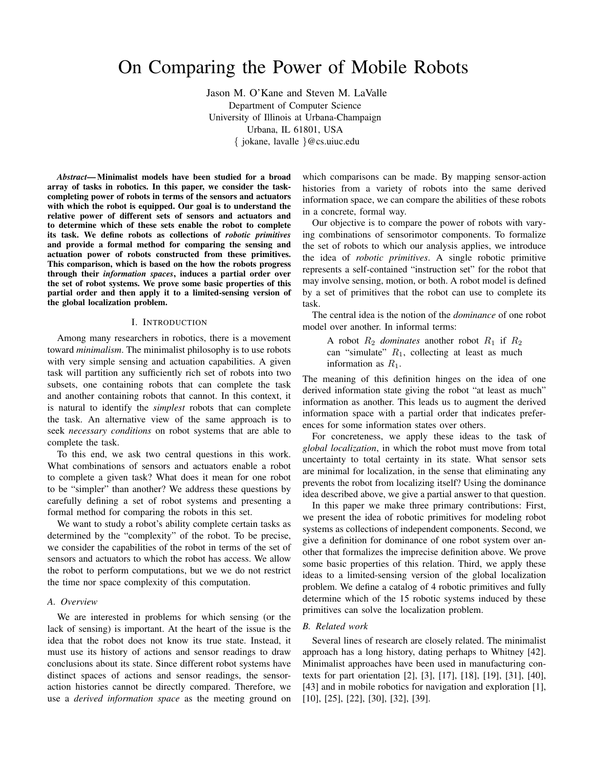# On Comparing the Power of Mobile Robots

Jason M. O'Kane and Steven M. LaValle
Department of Computer Science
University of Illinois at Urbana-Champaign
Urbana, IL 61801, USA
{ jokane, lavalle }@cs.uiuc.edu

***Abstract*— Minimalist models have been studied for a broad array of tasks in robotics. In this paper, we consider the task-completing power of robots in terms of the sensors and actuators with which the robot is equipped. Our goal is to understand the relative power of different sets of sensors and actuators and to determine which of these sets enable the robot to complete its task. We define robots as collections of *robotic primitives* and provide a formal method for comparing the sensing and actuation power of robots constructed from these primitives. This comparison, which is based on the how the robots progress through their *information spaces*, induces a partial order over the set of robot systems. We prove some basic properties of this partial order and then apply it to a limited-sensing version of the global localization problem.**

## I. Introduction

Among many researchers in robotics, there is a movement toward *minimalism*. The minimalist philosophy is to use robots with very simple sensing and actuation capabilities. A given task will partition any sufficiently rich set of robots into two subsets, one containing robots that can complete the task and another containing robots that cannot. In this context, it is natural to identify the *simplest* robots that can complete the task. An alternative view of the same approach is to seek *necessary conditions* on robot systems that are able to complete the task.

To this end, we ask two central questions in this work. What combinations of sensors and actuators enable a robot to complete a given task? What does it mean for one robot to be "simpler" than another? We address these questions by carefully defining a set of robot systems and presenting a formal method for comparing the robots in this set.

We want to study a robot's ability complete certain tasks as determined by the "complexity" of the robot. To be precise, we consider the capabilities of the robot in terms of the set of sensors and actuators to which the robot has access. We allow the robot to perform computations, but we we do not restrict the time nor space complexity of this computation.

### A. Overview

We are interested in problems for which sensing (or the lack of sensing) is important. At the heart of the issue is the idea that the robot does not know its true state. Instead, it must use its history of actions and sensor readings to draw conclusions about its state. Since different robot systems have distinct spaces of actions and sensor readings, the sensor-action histories cannot be directly compared. Therefore, we use a *derived information space* as the meeting ground on which comparisons can be made. By mapping sensor-action histories from a variety of robots into the same derived information space, we can compare the abilities of these robots in a concrete, formal way.

Our objective is to compare the power of robots with varying combinations of sensorimotor components. To formalize the set of robots to which our analysis applies, we introduce the idea of *robotic primitives*. A single robotic primitive represents a self-contained "instruction set" for the robot that may involve sensing, motion, or both. A robot model is defined by a set of primitives that the robot can use to complete its task.

The central idea is the notion of the *dominance* of one robot model over another. In informal terms:

> A robot $R_2$ *dominates* another robot $R_1$ if $R_2$ can "simulate" $R_1$, collecting at least as much information as $R_1$.

The meaning of this definition hinges on the idea of one derived information state giving the robot "at least as much" information as another. This leads us to augment the derived information space with a partial order that indicates preferences for some information states over others.

For concreteness, we apply these ideas to the task of *global localization*, in which the robot must move from total uncertainty to total certainty in its state. What sensor sets are minimal for localization, in the sense that eliminating any prevents the robot from localizing itself? Using the dominance idea described above, we give a partial answer to that question.

In this paper we make three primary contributions: First, we present the idea of robotic primitives for modeling robot systems as collections of independent components. Second, we give a definition for dominance of one robot system over another that formalizes the imprecise definition above. We prove some basic properties of this relation. Third, we apply these ideas to a limited-sensing version of the global localization problem. We define a catalog of 4 robotic primitives and fully determine which of the 15 robotic systems induced by these primitives can solve the localization problem.

### B. Related work

Several lines of research are closely related. The minimalist approach has a long history, dating perhaps to Whitney [42]. Minimalist approaches have been used in manufacturing contexts for part orientation [2], [3], [17], [18], [19], [31], [40], [43] and in mobile robotics for navigation and exploration [1], [10], [25], [22], [30], [32], [39].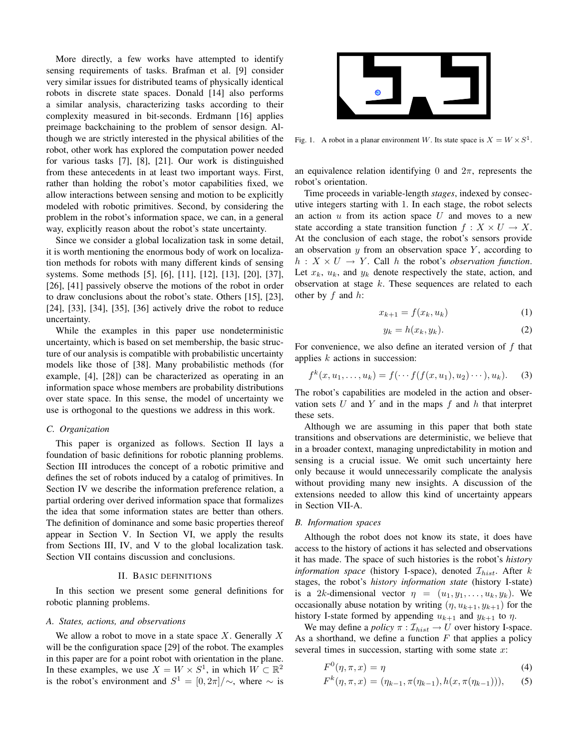More directly, a few works have attempted to identify sensing requirements of tasks. Brafman et al. [9] consider very similar issues for distributed teams of physically identical robots in discrete state spaces. Donald [14] also performs a similar analysis, characterizing tasks according to their complexity measured in bit-seconds. Erdmann [16] applies preimage backchaining to the problem of sensor design. Although we are strictly interested in the physical abilities of the robot, other work has explored the computation power needed for various tasks [7], [8], [21]. Our work is distinguished from these antecedents in at least two important ways. First, rather than holding the robot's motor capabilities fixed, we allow interactions between sensing and motion to be explicitly modeled with robotic primitives. Second, by considering the problem in the robot's information space, we can, in a general way, explicitly reason about the robot's state uncertainty.

Since we consider a global localization task in some detail, it is worth mentioning the enormous body of work on localization methods for robots with many different kinds of sensing systems. Some methods [5], [6], [11], [12], [13], [20], [37], [26], [41] passively observe the motions of the robot in order to draw conclusions about the robot's state. Others [15], [23], [24], [33], [34], [35], [36] actively drive the robot to reduce uncertainty.

While the examples in this paper use nondeterministic uncertainty, which is based on set membership, the basic structure of our analysis is compatible with probabilistic uncertainty models like those of [38]. Many probabilistic methods (for example, [4], [28]) can be characterized as operating in an information space whose members are probability distributions over state space. In this sense, the model of uncertainty we use is orthogonal to the questions we address in this work.

### C. Organization

This paper is organized as follows. Section II lays a foundation of basic definitions for robotic planning problems. Section III introduces the concept of a robotic primitive and defines the set of robots induced by a catalog of primitives. In Section IV we describe the information preference relation, a partial ordering over derived information space that formalizes the idea that some information states are better than others. The definition of dominance and some basic properties thereof appear in Section V. In Section VI, we apply the results from Sections III, IV, and V to the global localization task. Section VII contains discussion and conclusions.

## II. Basic definitions

In this section we present some general definitions for robotic planning problems.

### A. States, actions, and observations

We allow a robot to move in a state space $X$. Generally $X$ will be the configuration space [29] of the robot. The examples in this paper are for a point robot with orientation in the plane. In these examples, we use $X = W \times S^1$, in which $W \subset \mathbb{R}^2$ is the robot's environment and $S^1 = [0, 2\pi]/\sim$, where $\sim$ is an equivalence relation identifying 0 and $2\pi$, represents the robot's orientation.

Fig. 1. A robot in a planar environment $W$. Its state space is $X = W \times S^1$.

Time proceeds in variable-length *stages*, indexed by consecutive integers starting with 1. In each stage, the robot selects an action $u$ from its action space $U$ and moves to a new state according a state transition function $f : X \times U \to X$. At the conclusion of each stage, the robot's sensors provide an observation $y$ from an observation space $Y$, according to $h : X \times U \to Y$. Call $h$ the robot's *observation function*. Let $x_k$, $u_k$, and $y_k$ denote respectively the state, action, and observation at stage $k$. These sequences are related to each other by $f$ and $h$:

$$x_{k+1} = f(x_k, u_k) \tag{1}$$

$$y_k = h(x_k, y_k). \tag{2}$$

For convenience, we also define an iterated version of $f$ that applies $k$ actions in succession:

$$f^k(x, u_1, \ldots, u_k) = f(\cdots f(f(x, u_1), u_2) \cdots), u_k). \tag{3}$$

The robot's capabilities are modeled in the action and observation sets $U$ and $Y$ and in the maps $f$ and $h$ that interpret these sets.

Although we are assuming in this paper that both state transitions and observations are deterministic, we believe that in a broader context, managing unpredictability in motion and sensing is a crucial issue. We omit such uncertainty here only because it would unnecessarily complicate the analysis without providing many new insights. A discussion of the extensions needed to allow this kind of uncertainty appears in Section VII-A.

### B. Information spaces

Although the robot does not know its state, it does have access to the history of actions it has selected and observations it has made. The space of such histories is the robot's *history information space* (history I-space), denoted $\mathcal{I}_{hist}$. After $k$ stages, the robot's *history information state* (history I-state) is a $2k$-dimensional vector $\eta = (u_1, y_1, \ldots, u_k, y_k)$. We occasionally abuse notation by writing $(\eta, u_{k+1}, y_{k+1})$ for the history I-state formed by appending $u_{k+1}$ and $y_{k+1}$ to $\eta$.

We may define a *policy* $\pi : \mathcal{I}_{hist} \to U$ over history I-space. As a shorthand, we define a function $F$ that applies a policy several times in succession, starting with some state $x$:

$$F^0(\eta, \pi, x) = \eta \tag{4}$$

$$F^k(\eta, \pi, x) = (\eta_{k-1}, \pi(\eta_{k-1}), h(x, \pi(\eta_{k-1}))), \tag{5}$$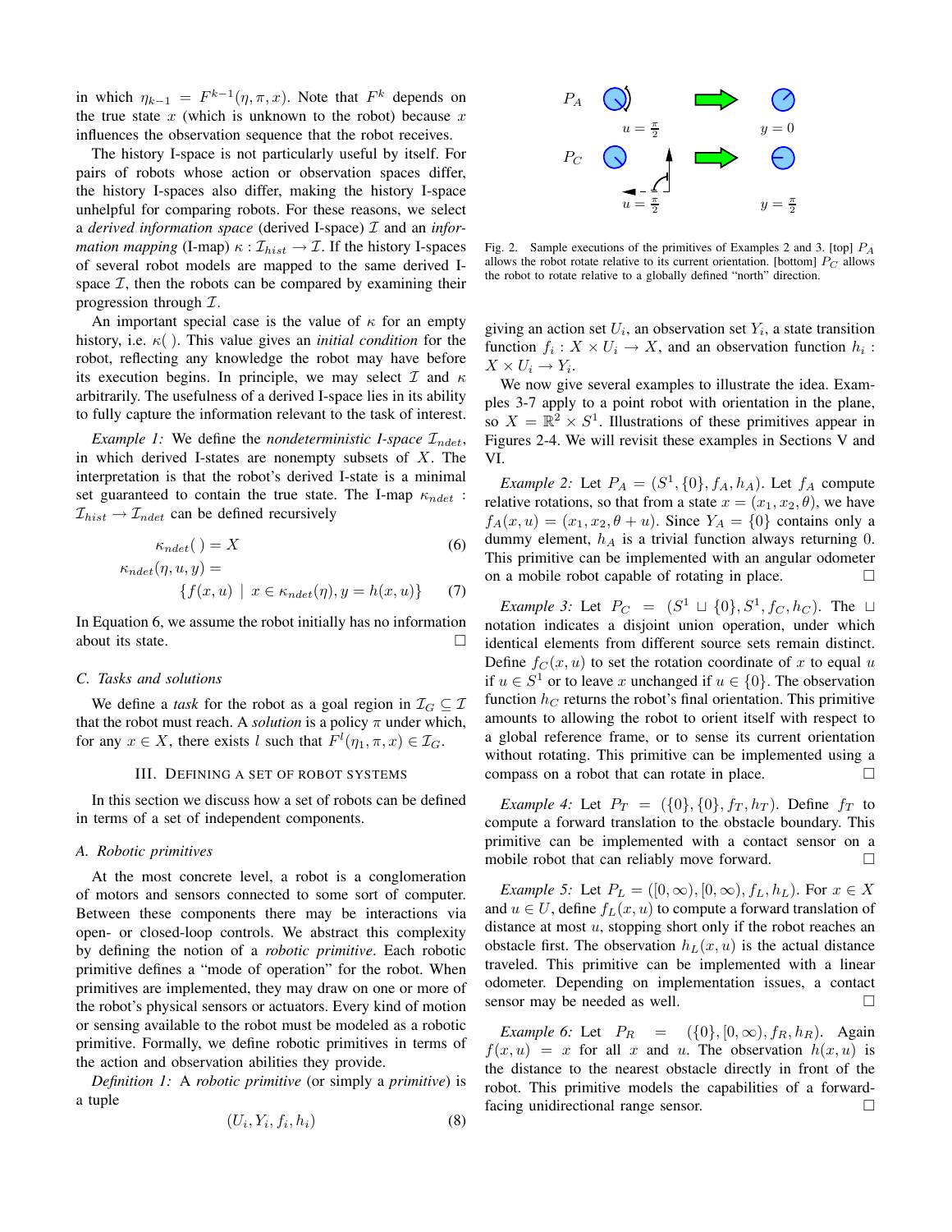in which $\eta_{k-1} = F^{k-1}(\eta, \pi, x)$. Note that $F^k$ depends on the true state $x$ (which is unknown to the robot) because $x$ influences the observation sequence that the robot receives.

The history I-space is not particularly useful by itself. For pairs of robots whose action or observation spaces differ, the history I-spaces also differ, making the history I-space unhelpful for comparing robots. For these reasons, we select a *derived information space* (derived I-space) $\mathcal{I}$ and an *information mapping* (I-map) $\kappa : \mathcal{I}_{hist} \rightarrow \mathcal{I}$. If the history I-spaces of several robot models are mapped to the same derived I-space $\mathcal{I}$, then the robots can be compared by examining their progression through $\mathcal{I}$.

An important special case is the value of $\kappa$ for an empty history, i.e. $\kappa(\,)$. This value gives an *initial condition* for the robot, reflecting any knowledge the robot may have before its execution begins. In principle, we may select $\mathcal{I}$ and $\kappa$ arbitrarily. The usefulness of a derived I-space lies in its ability to fully capture the information relevant to the task of interest.

*Example 1:* We define the *nondeterministic I-space* $\mathcal{I}_{ndet}$, in which derived I-states are nonempty subsets of $X$. The interpretation is that the robot's derived I-state is a minimal set guaranteed to contain the true state. The I-map $\kappa_{ndet} : \mathcal{I}_{hist} \rightarrow \mathcal{I}_{ndet}$ can be defined recursively

$$\kappa_{ndet}(\,) = X \tag{6}$$

$$\kappa_{ndet}(\eta, u, y) = \{f(x, u) \mid x \in \kappa_{ndet}(\eta), y = h(x, u)\} \tag{7}$$

In Equation 6, we assume the robot initially has no information about its state. □

### C. Tasks and solutions

We define a *task* for the robot as a goal region in $\mathcal{I}_G \subseteq \mathcal{I}$ that the robot must reach. A *solution* is a policy $\pi$ under which, for any $x \in X$, there exists $l$ such that $F^l(\eta_1, \pi, x) \in \mathcal{I}_G$.

## III. Defining a set of robot systems

In this section we discuss how a set of robots can be defined in terms of a set of independent components.

### A. Robotic primitives

At the most concrete level, a robot is a conglomeration of motors and sensors connected to some sort of computer. Between these components there may be interactions via open- or closed-loop controls. We abstract this complexity by defining the notion of a *robotic primitive*. Each robotic primitive defines a "mode of operation" for the robot. When primitives are implemented, they may draw on one or more of the robot's physical sensors or actuators. Every kind of motion or sensing available to the robot must be modeled as a robotic primitive. Formally, we define robotic primitives in terms of the action and observation abilities they provide.

*Definition 1:* A *robotic primitive* (or simply a *primitive*) is a tuple

$$(U_i, Y_i, f_i, h_i) \tag{8}$$

Fig. 2. Sample executions of the primitives of Examples 2 and 3. [top] $P_A$ allows the robot rotate relative to its current orientation. [bottom] $P_C$ allows the robot to rotate relative to a globally defined "north" direction.

giving an action set $U_i$, an observation set $Y_i$, a state transition function $f_i : X \times U_i \rightarrow X$, and an observation function $h_i : X \times U_i \rightarrow Y_i$.

We now give several examples to illustrate the idea. Examples 3-7 apply to a point robot with orientation in the plane, so $X = \mathbb{R}^2 \times S^1$. Illustrations of these primitives appear in Figures 2-4. We will revisit these examples in Sections V and VI.

*Example 2:* Let $P_A = (S^1, \{0\}, f_A, h_A)$. Let $f_A$ compute relative rotations, so that from a state $x = (x_1, x_2, \theta)$, we have $f_A(x, u) = (x_1, x_2, \theta + u)$. Since $Y_A = \{0\}$ contains only a dummy element, $h_A$ is a trivial function always returning 0. This primitive can be implemented with an angular odometer on a mobile robot capable of rotating in place. □

*Example 3:* Let $P_C = (S^1 \sqcup \{0\}, S^1, f_C, h_C)$. The $\sqcup$ notation indicates a disjoint union operation, under which identical elements from different source sets remain distinct. Define $f_C(x, u)$ to set the rotation coordinate of $x$ to equal $u$ if $u \in S^1$ or to leave $x$ unchanged if $u \in \{0\}$. The observation function $h_C$ returns the robot's final orientation. This primitive amounts to allowing the robot to orient itself with respect to a global reference frame, or to sense its current orientation without rotating. This primitive can be implemented using a compass on a robot that can rotate in place. □

*Example 4:* Let $P_T = (\{0\}, \{0\}, f_T, h_T)$. Define $f_T$ to compute a forward translation to the obstacle boundary. This primitive can be implemented with a contact sensor on a mobile robot that can reliably move forward. □

*Example 5:* Let $P_L = ([0, \infty), [0, \infty), f_L, h_L)$. For $x \in X$ and $u \in U$, define $f_L(x, u)$ to compute a forward translation of distance at most $u$, stopping short only if the robot reaches an obstacle first. The observation $h_L(x, u)$ is the actual distance traveled. This primitive can be implemented with a linear odometer. Depending on implementation issues, a contact sensor may be needed as well. □

*Example 6:* Let $P_R = (\{0\}, [0, \infty), f_R, h_R)$. Again $f(x, u) = x$ for all $x$ and $u$. The observation $h(x, u)$ is the distance to the nearest obstacle directly in front of the robot. This primitive models the capabilities of a forward-facing unidirectional range sensor. □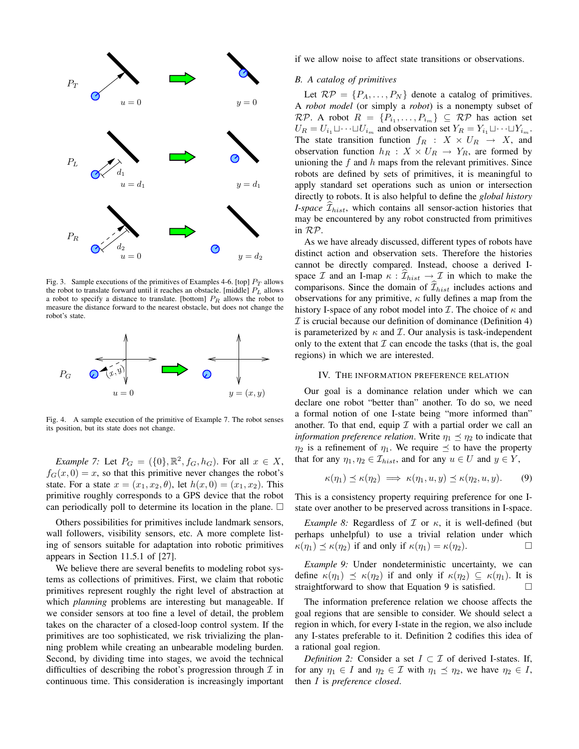Fig. 3. Sample executions of the primitives of Examples 4-6. [top] $P_T$ allows the robot to translate forward until it reaches an obstacle. [middle] $P_L$ allows a robot to specify a distance to translate. [bottom] $P_R$ allows the robot to measure the distance forward to the nearest obstacle, but does not change the robot's state.

Fig. 4. A sample execution of the primitive of Example 7. The robot senses its position, but its state does not change.

*Example 7:* Let $P_G = (\{0\}, \mathbb{R}^2, f_G, h_G)$. For all $x \in X$, $f_G(x, 0) = x$, so that this primitive never changes the robot's state. For a state $x = (x_1, x_2, \theta)$, let $h(x, 0) = (x_1, x_2)$. This primitive roughly corresponds to a GPS device that the robot can periodically poll to determine its location in the plane. □

Others possibilities for primitives include landmark sensors, wall followers, visibility sensors, etc. A more complete listing of sensors suitable for adaptation into robotic primitives appears in Section 11.5.1 of [27].

We believe there are several benefits to modeling robot systems as collections of primitives. First, we claim that robotic primitives represent roughly the right level of abstraction at which *planning* problems are interesting but manageable. If we consider sensors at too fine a level of detail, the problem takes on the character of a closed-loop control system. If the primitives are too sophisticated, we risk trivializing the planning problem while creating an unbearable modeling burden. Second, by dividing time into stages, we avoid the technical difficulties of describing the robot's progression through $\mathcal{I}$ in continuous time. This consideration is increasingly important if we allow noise to affect state transitions or observations.

## B. A catalog of primitives

Let $\mathcal{RP} = \{P_A, \ldots, P_N\}$ denote a catalog of primitives. A *robot model* (or simply a *robot*) is a nonempty subset of $\mathcal{RP}$. A robot $R = \{P_{i_1}, \ldots, P_{i_m}\} \subseteq \mathcal{RP}$ has action set $U_R = U_{i_1} \sqcup \cdots \sqcup U_{i_m}$ and observation set $Y_R = Y_{i_1} \sqcup \cdots \sqcup Y_{i_m}$. The state transition function $f_R : X \times U_R \rightarrow X$, and observation function $h_R : X \times U_R \rightarrow Y_R$, are formed by unioning the $f$ and $h$ maps from the relevant primitives. Since robots are defined by sets of primitives, it is meaningful to apply standard set operations such as union or intersection directly to robots. It is also helpful to define the *global history I-space* $\widehat{\mathcal{I}}_{hist}$, which contains all sensor-action histories that may be encountered by any robot constructed from primitives in $\mathcal{RP}$.

As we have already discussed, different types of robots have distinct action and observation sets. Therefore the histories cannot be directly compared. Instead, choose a derived I-space $\mathcal{I}$ and an I-map $\kappa : \widehat{\mathcal{I}}_{hist} \rightarrow \mathcal{I}$ in which to make the comparisons. Since the domain of $\widehat{\mathcal{I}}_{hist}$ includes actions and observations for any primitive, $\kappa$ fully defines a map from the history I-space of any robot model into $\mathcal{I}$. The choice of $\kappa$ and $\mathcal{I}$ is crucial because our definition of dominance (Definition 4) is parameterized by $\kappa$ and $\mathcal{I}$. Our analysis is task-independent only to the extent that $\mathcal{I}$ can encode the tasks (that is, the goal regions) in which we are interested.

# IV. The information preference relation

Our goal is a dominance relation under which we can declare one robot "better than" another. To do so, we need a formal notion of one I-state being "more informed than" another. To that end, equip $\mathcal{I}$ with a partial order we call an *information preference relation*. Write $\eta_1 \preceq \eta_2$ to indicate that $\eta_2$ is a refinement of $\eta_1$. We require $\preceq$ to have the property that for any $\eta_1, \eta_2 \in \mathcal{I}_{hist}$, and for any $u \in U$ and $y \in Y$,

$$\kappa(\eta_1) \preceq \kappa(\eta_2) \implies \kappa(\eta_1, u, y) \preceq \kappa(\eta_2, u, y). \qquad (9)$$

This is a consistency property requiring preference for one I-state over another to be preserved across transitions in I-space.

*Example 8:* Regardless of $\mathcal{I}$ or $\kappa$, it is well-defined (but perhaps unhelpful) to use a trivial relation under which $\kappa(\eta_1) \preceq \kappa(\eta_2)$ if and only if $\kappa(\eta_1) = \kappa(\eta_2)$. □

*Example 9:* Under nondeterministic uncertainty, we can define $\kappa(\eta_1) \preceq \kappa(\eta_2)$ if and only if $\kappa(\eta_2) \subseteq \kappa(\eta_1)$. It is straightforward to show that Equation 9 is satisfied. □

The information preference relation we choose affects the goal regions that are sensible to consider. We should select a region in which, for every I-state in the region, we also include any I-states preferable to it. Definition 2 codifies this idea of a rational goal region.

*Definition 2:* Consider a set $I \subset \mathcal{I}$ of derived I-states. If, for any $\eta_1 \in I$ and $\eta_2 \in \mathcal{I}$ with $\eta_1 \preceq \eta_2$, we have $\eta_2 \in I$, then $I$ is *preference closed*.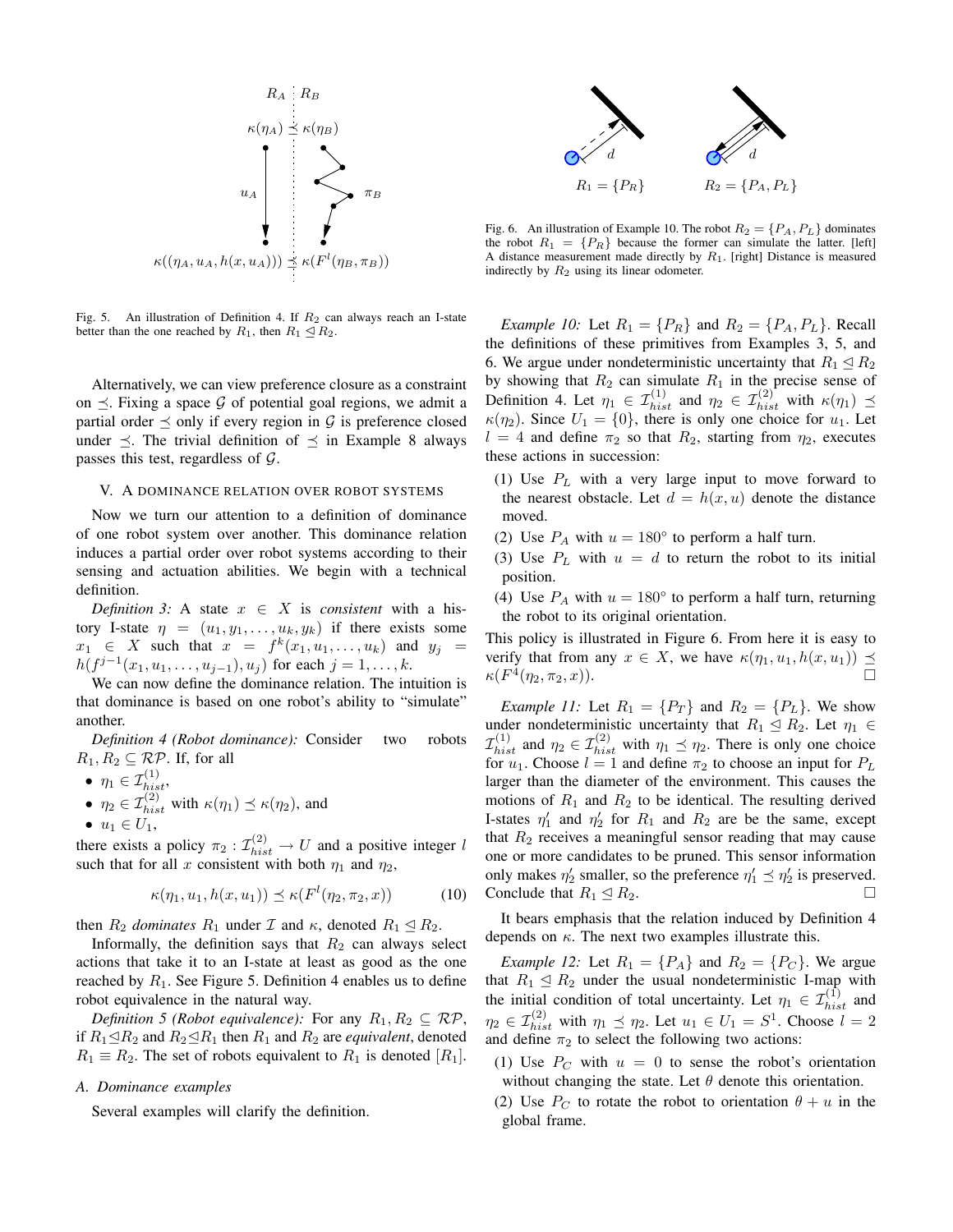Fig. 5. An illustration of Definition 4. If $R_2$ can always reach an I-state better than the one reached by $R_1$, then $R_1 \trianglelefteq R_2$.

Alternatively, we can view preference closure as a constraint on $\preceq$. Fixing a space $\mathcal{G}$ of potential goal regions, we admit a partial order $\preceq$ only if every region in $\mathcal{G}$ is preference closed under $\preceq$. The trivial definition of $\preceq$ in Example 8 always passes this test, regardless of $\mathcal{G}$.

## V. A dominance relation over robot systems

Now we turn our attention to a definition of dominance of one robot system over another. This dominance relation induces a partial order over robot systems according to their sensing and actuation abilities. We begin with a technical definition.

*Definition 3:* A state $x \in X$ is *consistent* with a history I-state $\eta = (u_1, y_1, \ldots, u_k, y_k)$ if there exists some $x_1 \in X$ such that $x = f^k(x_1, u_1, \ldots, u_k)$ and $y_j = h(f^{j-1}(x_1, u_1, \ldots, u_{j-1}), u_j)$ for each $j = 1, \ldots, k$.

We can now define the dominance relation. The intuition is that dominance is based on one robot's ability to "simulate" another.

*Definition 4 (Robot dominance):* Consider two robots $R_1, R_2 \subseteq \mathcal{RP}$. If, for all

- $\eta_1 \in \mathcal{I}_{hist}^{(1)}$,
- $\eta_2 \in \mathcal{I}_{hist}^{(2)}$ with $\kappa(\eta_1) \preceq \kappa(\eta_2)$, and
- $u_1 \in U_1$,

there exists a policy $\pi_2 : \mathcal{I}_{hist}^{(2)} \to U$ and a positive integer $l$ such that for all $x$ consistent with both $\eta_1$ and $\eta_2$,

$$\kappa(\eta_1, u_1, h(x, u_1)) \preceq \kappa(F^l(\eta_2, \pi_2, x)) \tag{10}$$

then $R_2$ *dominates* $R_1$ under $\mathcal{I}$ and $\kappa$, denoted $R_1 \trianglelefteq R_2$.

Informally, the definition says that $R_2$ can always select actions that take it to an I-state at least as good as the one reached by $R_1$. See Figure 5. Definition 4 enables us to define robot equivalence in the natural way.

*Definition 5 (Robot equivalence):* For any $R_1, R_2 \subseteq \mathcal{RP}$, if $R_1 \trianglelefteq R_2$ and $R_2 \trianglelefteq R_1$ then $R_1$ and $R_2$ are *equivalent*, denoted $R_1 \equiv R_2$. The set of robots equivalent to $R_1$ is denoted $[R_1]$.

### A. Dominance examples

Several examples will clarify the definition.

Fig. 6. An illustration of Example 10. The robot $R_2 = \{P_A, P_L\}$ dominates the robot $R_1 = \{P_R\}$ because the former can simulate the latter. [left] A distance measurement made directly by $R_1$. [right] Distance is measured indirectly by $R_2$ using its linear odometer.

*Example 10:* Let $R_1 = \{P_R\}$ and $R_2 = \{P_A, P_L\}$. Recall the definitions of these primitives from Examples 3, 5, and 6. We argue under nondeterministic uncertainty that $R_1 \trianglelefteq R_2$ by showing that $R_2$ can simulate $R_1$ in the precise sense of Definition 4. Let $\eta_1 \in \mathcal{I}_{hist}^{(1)}$ and $\eta_2 \in \mathcal{I}_{hist}^{(2)}$ with $\kappa(\eta_1) \preceq \kappa(\eta_2)$. Since $U_1 = \{0\}$, there is only one choice for $u_1$. Let $l = 4$ and define $\pi_2$ so that $R_2$, starting from $\eta_2$, executes these actions in succession:

1. Use $P_L$ with a very large input to move forward to the nearest obstacle. Let $d = h(x, u)$ denote the distance moved.
2. Use $P_A$ with $u = 180°$ to perform a half turn.
3. Use $P_L$ with $u = d$ to return the robot to its initial position.
4. Use $P_A$ with $u = 180°$ to perform a half turn, returning the robot to its original orientation.

This policy is illustrated in Figure 6. From here it is easy to verify that from any $x \in X$, we have $\kappa(\eta_1, u_1, h(x, u_1)) \preceq \kappa(F^4(\eta_2, \pi_2, x))$. □

*Example 11:* Let $R_1 = \{P_T\}$ and $R_2 = \{P_L\}$. We show under nondeterministic uncertainty that $R_1 \trianglelefteq R_2$. Let $\eta_1 \in \mathcal{I}_{hist}^{(1)}$ and $\eta_2 \in \mathcal{I}_{hist}^{(2)}$ with $\eta_1 \preceq \eta_2$. There is only one choice for $u_1$. Choose $l = 1$ and define $\pi_2$ to choose an input for $P_L$ larger than the diameter of the environment. This causes the motions of $R_1$ and $R_2$ to be identical. The resulting derived I-states $\eta_1'$ and $\eta_2'$ for $R_1$ and $R_2$ are be the same, except that $R_2$ receives a meaningful sensor reading that may cause one or more candidates to be pruned. This sensor information only makes $\eta_2'$ smaller, so the preference $\eta_1' \preceq \eta_2'$ is preserved. Conclude that $R_1 \trianglelefteq R_2$. □

It bears emphasis that the relation induced by Definition 4 depends on $\kappa$. The next two examples illustrate this.

*Example 12:* Let $R_1 = \{P_A\}$ and $R_2 = \{P_C\}$. We argue that $R_1 \trianglelefteq R_2$ under the usual nondeterministic I-map with the initial condition of total uncertainty. Let $\eta_1 \in \mathcal{I}_{hist}^{(1)}$ and $\eta_2 \in \mathcal{I}_{hist}^{(2)}$ with $\eta_1 \preceq \eta_2$. Let $u_1 \in U_1 = S^1$. Choose $l = 2$ and define $\pi_2$ to select the following two actions:

1. Use $P_C$ with $u = 0$ to sense the robot's orientation without changing the state. Let $\theta$ denote this orientation.
2. Use $P_C$ to rotate the robot to orientation $\theta + u$ in the global frame.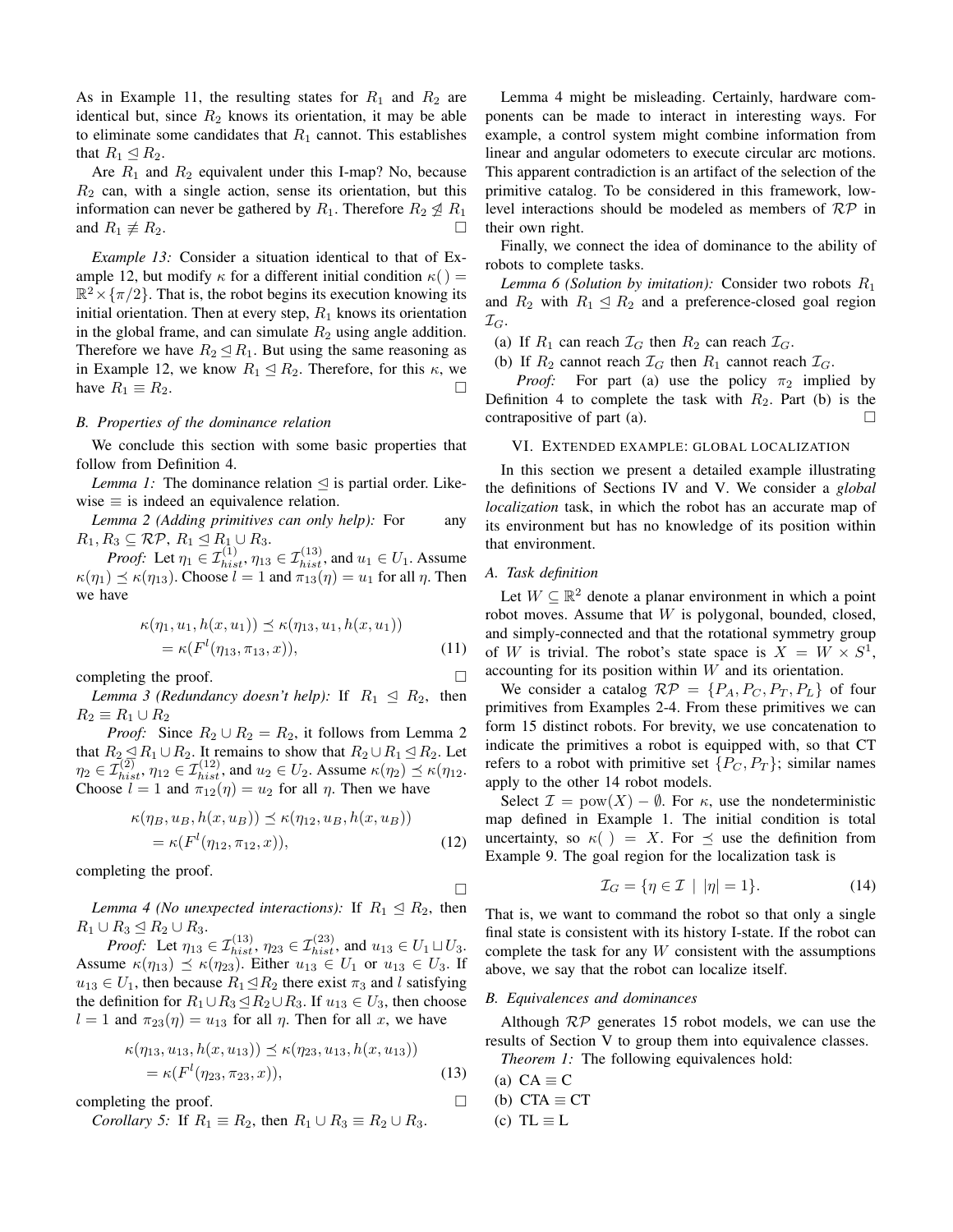As in Example 11, the resulting states for $R_1$ and $R_2$ are identical but, since $R_2$ knows its orientation, it may be able to eliminate some candidates that $R_1$ cannot. This establishes that $R_1 \trianglelefteq R_2$.

Are $R_1$ and $R_2$ equivalent under this I-map? No, because $R_2$ can, with a single action, sense its orientation, but this information can never be gathered by $R_1$. Therefore $R_2 \not\trianglelefteq R_1$ and $R_1 \not\equiv R_2$. □

*Example 13:* Consider a situation identical to that of Example 12, but modify $\kappa$ for a different initial condition $\kappa(\,) = \mathbb{R}^2 \times \{\pi/2\}$. That is, the robot begins its execution knowing its initial orientation. Then at every step, $R_1$ knows its orientation in the global frame, and can simulate $R_2$ using angle addition. Therefore we have $R_2 \trianglelefteq R_1$. But using the same reasoning as in Example 12, we know $R_1 \trianglelefteq R_2$. Therefore, for this $\kappa$, we have $R_1 \equiv R_2$. □

### B. Properties of the dominance relation

We conclude this section with some basic properties that follow from Definition 4.

*Lemma 1:* The dominance relation $\trianglelefteq$ is partial order. Likewise $\equiv$ is indeed an equivalence relation.

*Lemma 2 (Adding primitives can only help):* For any $R_1, R_3 \subseteq \mathcal{RP}$, $R_1 \trianglelefteq R_1 \cup R_3$.

*Proof:* Let $\eta_1 \in \mathcal{I}^{(1)}_{hist}$, $\eta_{13} \in \mathcal{I}^{(13)}_{hist}$, and $u_1 \in U_1$. Assume $\kappa(\eta_1) \preceq \kappa(\eta_{13})$. Choose $l = 1$ and $\pi_{13}(\eta) = u_1$ for all $\eta$. Then we have

$$\begin{aligned}\kappa(\eta_1, u_1, h(x, u_1)) &\preceq \kappa(\eta_{13}, u_1, h(x, u_1)) \\ &= \kappa(F^l(\eta_{13}, \pi_{13}, x)),\end{aligned} \tag{11}$$

completing the proof. □

*Lemma 3 (Redundancy doesn't help):* If $R_1 \trianglelefteq R_2$, then $R_2 \equiv R_1 \cup R_2$

*Proof:* Since $R_2 \cup R_2 = R_2$, it follows from Lemma 2 that $R_2 \trianglelefteq R_1 \cup R_2$. It remains to show that $R_2 \cup R_1 \trianglelefteq R_2$. Let $\eta_2 \in \mathcal{I}^{(2)}_{hist}$, $\eta_{12} \in \mathcal{I}^{(12)}_{hist}$, and $u_2 \in U_2$. Assume $\kappa(\eta_2) \preceq \kappa(\eta_{12}$. Choose $l = 1$ and $\pi_{12}(\eta) = u_2$ for all $\eta$. Then we have

$$\begin{aligned}\kappa(\eta_B, u_B, h(x, u_B)) &\preceq \kappa(\eta_{12}, u_B, h(x, u_B)) \\ &= \kappa(F^l(\eta_{12}, \pi_{12}, x)),\end{aligned} \tag{12}$$

completing the proof. □

*Lemma 4 (No unexpected interactions):* If $R_1 \trianglelefteq R_2$, then $R_1 \cup R_3 \trianglelefteq R_2 \cup R_3$.

*Proof:* Let $\eta_{13} \in \mathcal{I}^{(13)}_{hist}$, $\eta_{23} \in \mathcal{I}^{(23)}_{hist}$, and $u_{13} \in U_1 \sqcup U_3$. Assume $\kappa(\eta_{13}) \preceq \kappa(\eta_{23})$. Either $u_{13} \in U_1$ or $u_{13} \in U_3$. If $u_{13} \in U_1$, then because $R_1 \trianglelefteq R_2$ there exist $\pi_3$ and $l$ satisfying the definition for $R_1 \cup R_3 \trianglelefteq R_2 \cup R_3$. If $u_{13} \in U_3$, then choose $l = 1$ and $\pi_{23}(\eta) = u_{13}$ for all $\eta$. Then for all $x$, we have

$$\begin{aligned}\kappa(\eta_{13}, u_{13}, h(x, u_{13})) &\preceq \kappa(\eta_{23}, u_{13}, h(x, u_{13})) \\ &= \kappa(F^l(\eta_{23}, \pi_{23}, x)),\end{aligned} \tag{13}$$

completing the proof. □

*Corollary 5:* If $R_1 \equiv R_2$, then $R_1 \cup R_3 \equiv R_2 \cup R_3$.

Lemma 4 might be misleading. Certainly, hardware components can be made to interact in interesting ways. For example, a control system might combine information from linear and angular odometers to execute circular arc motions. This apparent contradiction is an artifact of the selection of the primitive catalog. To be considered in this framework, low-level interactions should be modeled as members of $\mathcal{RP}$ in their own right.

Finally, we connect the idea of dominance to the ability of robots to complete tasks.

*Lemma 6 (Solution by imitation):* Consider two robots $R_1$ and $R_2$ with $R_1 \trianglelefteq R_2$ and a preference-closed goal region $\mathcal{I}_G$.

(a) If $R_1$ can reach $\mathcal{I}_G$ then $R_2$ can reach $\mathcal{I}_G$.
(b) If $R_2$ cannot reach $\mathcal{I}_G$ then $R_1$ cannot reach $\mathcal{I}_G$.

*Proof:* For part (a) use the policy $\pi_2$ implied by Definition 4 to complete the task with $R_2$. Part (b) is the contrapositive of part (a). □

## VI. Extended example: global localization

In this section we present a detailed example illustrating the definitions of Sections IV and V. We consider a *global localization* task, in which the robot has an accurate map of its environment but has no knowledge of its position within that environment.

### A. Task definition

Let $W \subseteq \mathbb{R}^2$ denote a planar environment in which a point robot moves. Assume that $W$ is polygonal, bounded, closed, and simply-connected and that the rotational symmetry group of $W$ is trivial. The robot's state space is $X = W \times S^1$, accounting for its position within $W$ and its orientation.

We consider a catalog $\mathcal{RP} = \{P_A, P_C, P_T, P_L\}$ of four primitives from Examples 2-4. From these primitives we can form 15 distinct robots. For brevity, we use concatenation to indicate the primitives a robot is equipped with, so that CT refers to a robot with primitive set $\{P_C, P_T\}$; similar names apply to the other 14 robot models.

Select $\mathcal{I} = \text{pow}(X) - \emptyset$. For $\kappa$, use the nondeterministic map defined in Example 1. The initial condition is total uncertainty, so $\kappa(\,) = X$. For $\preceq$ use the definition from Example 9. The goal region for the localization task is

$$\mathcal{I}_G = \{\eta \in \mathcal{I} \mid |\eta| = 1\}. \tag{14}$$

That is, we want to command the robot so that only a single final state is consistent with its history I-state. If the robot can complete the task for any $W$ consistent with the assumptions above, we say that the robot can localize itself.

### B. Equivalences and dominances

Although $\mathcal{RP}$ generates 15 robot models, we can use the results of Section V to group them into equivalence classes.

*Theorem 1:* The following equivalences hold:

(a) CA $\equiv$ C
(b) CTA $\equiv$ CT
(c) TL $\equiv$ L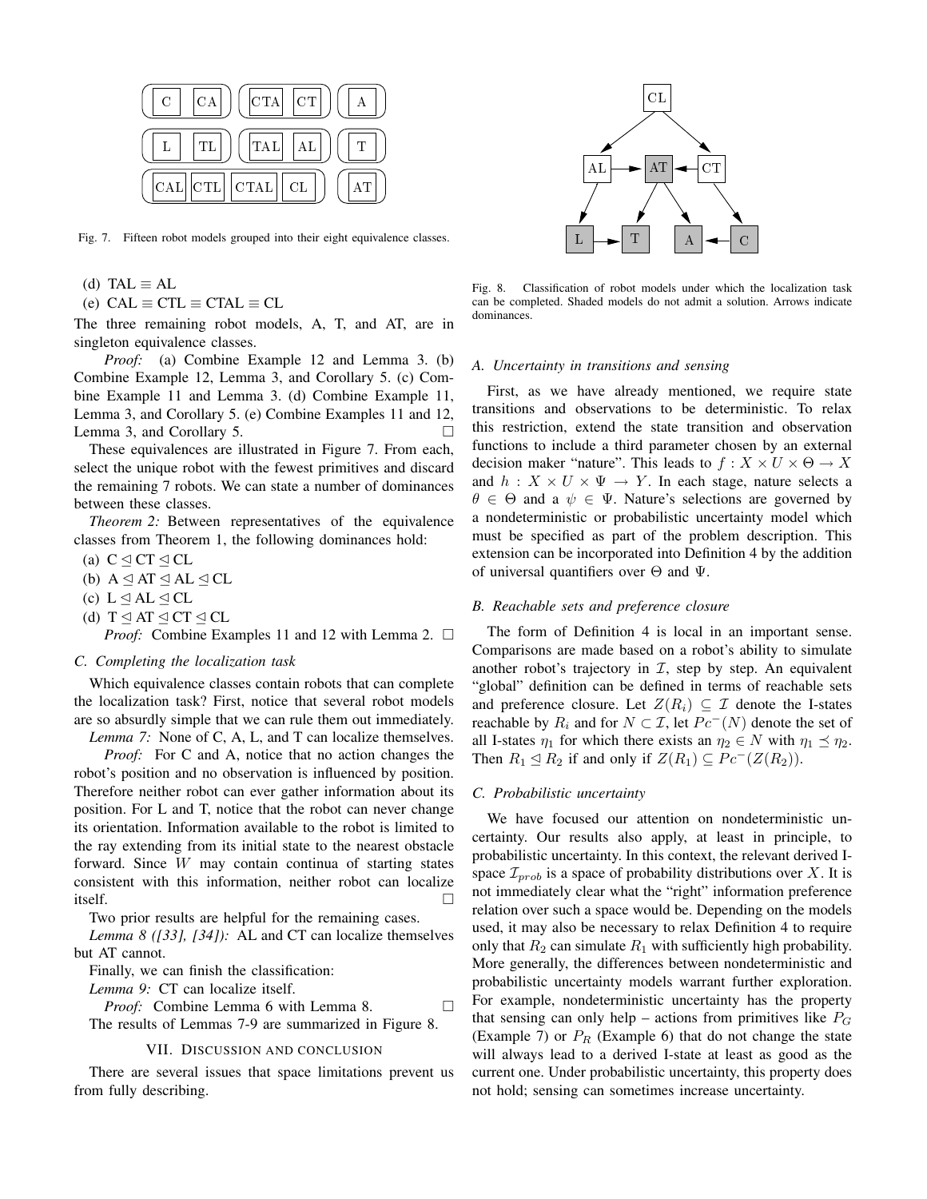Fig. 7. Fifteen robot models grouped into their eight equivalence classes.

(d) TAL ≡ AL

(e) CAL ≡ CTL ≡ CTAL ≡ CL

The three remaining robot models, A, T, and AT, are in singleton equivalence classes.

*Proof:* (a) Combine Example 12 and Lemma 3. (b) Combine Example 12, Lemma 3, and Corollary 5. (c) Combine Example 11 and Lemma 3. (d) Combine Example 11, Lemma 3, and Corollary 5. (e) Combine Examples 11 and 12, Lemma 3, and Corollary 5. □

These equivalences are illustrated in Figure 7. From each, select the unique robot with the fewest primitives and discard the remaining 7 robots. We can state a number of dominances between these classes.

*Theorem 2:* Between representatives of the equivalence classes from Theorem 1, the following dominances hold:

(a) C ⊴ CT ⊴ CL

(b) A ⊴ AT ⊴ AL ⊴ CL

(c) L ⊴ AL ⊴ CL

(d) T ⊴ AT ⊴ CT ⊴ CL

*Proof:* Combine Examples 11 and 12 with Lemma 2. □

### C. Completing the localization task

Which equivalence classes contain robots that can complete the localization task? First, notice that several robot models are so absurdly simple that we can rule them out immediately.

*Lemma 7:* None of C, A, L, and T can localize themselves.

*Proof:* For C and A, notice that no action changes the robot's position and no observation is influenced by position. Therefore neither robot can ever gather information about its position. For L and T, notice that the robot can never change its orientation. Information available to the robot is limited to the ray extending from its initial state to the nearest obstacle forward. Since $W$ may contain continua of starting states consistent with this information, neither robot can localize itself. □

Two prior results are helpful for the remaining cases.

*Lemma 8 ([33], [34]):* AL and CT can localize themselves but AT cannot.

Finally, we can finish the classification:

*Lemma 9:* CT can localize itself.

*Proof:* Combine Lemma 6 with Lemma 8. □

The results of Lemmas 7-9 are summarized in Figure 8.

## VII. Discussion and conclusion

There are several issues that space limitations prevent us from fully describing.

Fig. 8. Classification of robot models under which the localization task can be completed. Shaded models do not admit a solution. Arrows indicate dominances.

### A. Uncertainty in transitions and sensing

First, as we have already mentioned, we require state transitions and observations to be deterministic. To relax this restriction, extend the state transition and observation functions to include a third parameter chosen by an external decision maker "nature". This leads to $f : X \times U \times \Theta \rightarrow X$ and $h : X \times U \times \Psi \rightarrow Y$. In each stage, nature selects a $\theta \in \Theta$ and a $\psi \in \Psi$. Nature's selections are governed by a nondeterministic or probabilistic uncertainty model which must be specified as part of the problem description. This extension can be incorporated into Definition 4 by the addition of universal quantifiers over $\Theta$ and $\Psi$.

### B. Reachable sets and preference closure

The form of Definition 4 is local in an important sense. Comparisons are made based on a robot's ability to simulate another robot's trajectory in $\mathcal{I}$, step by step. An equivalent "global" definition can be defined in terms of reachable sets and preference closure. Let $Z(R_i) \subseteq \mathcal{I}$ denote the I-states reachable by $R_i$ and for $N \subset \mathcal{I}$, let $Pc^{-}(N)$ denote the set of all I-states $\eta_1$ for which there exists an $\eta_2 \in N$ with $\eta_1 \preceq \eta_2$. Then $R_1 \trianglelefteq R_2$ if and only if $Z(R_1) \subseteq Pc^{-}(Z(R_2))$.

### C. Probabilistic uncertainty

We have focused our attention on nondeterministic uncertainty. Our results also apply, at least in principle, to probabilistic uncertainty. In this context, the relevant derived I-space $\mathcal{I}_{prob}$ is a space of probability distributions over $X$. It is not immediately clear what the "right" information preference relation over such a space would be. Depending on the models used, it may also be necessary to relax Definition 4 to require only that $R_2$ can simulate $R_1$ with sufficiently high probability. More generally, the differences between nondeterministic and probabilistic uncertainty models warrant further exploration. For example, nondeterministic uncertainty has the property that sensing can only help – actions from primitives like $P_G$ (Example 7) or $P_R$ (Example 6) that do not change the state will always lead to a derived I-state at least as good as the current one. Under probabilistic uncertainty, this property does not hold; sensing can sometimes increase uncertainty.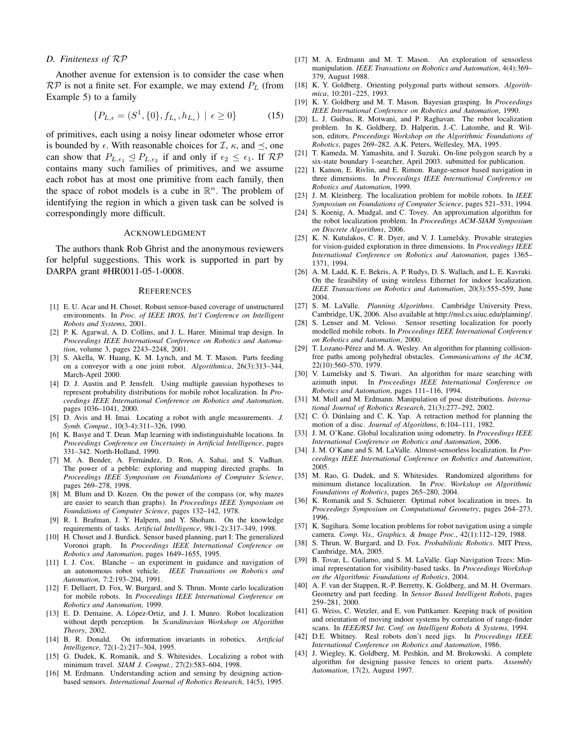### D. Finiteness of $\mathcal{RP}$

Another avenue for extension is to consider the case when $\mathcal{RP}$ is not a finite set. For example, we may extend $P_L$ (from Example 5) to a family

$$\{P_{L,\epsilon} = (S^1, \{0\}, f_{L_\epsilon}, h_{L_\epsilon}) \mid \epsilon \geq 0\} \tag{15}$$

of primitives, each using a noisy linear odometer whose error is bounded by $\epsilon$. With reasonable choices for $\mathcal{I}$, $\kappa$, and $\preceq$, one can show that $P_{L,\epsilon_1} \trianglelefteq P_{L,\epsilon_2}$ if and only if $\epsilon_2 \leq \epsilon_1$. If $\mathcal{RP}$ contains many such families of primitives, and we assume each robot has at most one primitive from each family, then the space of robot models is a cube in $\mathbb{R}^n$. The problem of identifying the region in which a given task can be solved is correspondingly more difficult.

## ACKNOWLEDGMENT

The authors thank Rob Ghrist and the anonymous reviewers for helpful suggestions. This work is supported in part by DARPA grant #HR0011-05-1-0008.

## REFERENCES

[1] E. U. Acar and H. Choset. Robust sensor-based coverage of unstructured environments. In *Proc. of IEEE IROS, Int'l Conference on Intelligent Robots and Systems*, 2001.

[2] P. K. Agarwal, A. D. Collins, and J. L. Harer. Minimal trap design. In *Proceedings IEEE International Conference on Robotics and Automation*, volume 3, pages 2243–2248, 2001.

[3] S. Akella, W. Huang, K. M. Lynch, and M. T. Mason. Parts feeding on a conveyor with a one joint robot. *Algorithmica*, 26(3):313–344, March-April 2000.

[4] D. J. Austin and P. Jensfelt. Using multiple gaussian hypotheses to represent probability distributions for mobile robot localization. In *Proceedings IEEE International Conference on Robotics and Automation*, pages 1036–1041, 2000.

[5] D. Avis and H. Imai. Locating a robot with angle measurements. *J. Symb. Comput.*, 10(3-4):311–326, 1990.

[6] K. Basye and T. Dean. Map learning with indistinguishable locations. In *Proceedings Conference on Uncertainty in Artificial Intelligence*, pages 331–342. North-Holland, 1990.

[7] M. A. Bender, A. Fernández, D. Ron, A. Sahai, and S. Vadhan. The power of a pebble: exploring and mapping directed graphs. In *Proceedings IEEE Symposium on Foundations of Computer Science*, pages 269–278, 1998.

[8] M. Blum and D. Kozen. On the power of the compass (or, why mazes are easier to search than graphs). In *Proceedings IEEE Symposium on Foundations of Computer Science*, pages 132–142, 1978.

[9] R. I. Brafman, J. Y. Halpern, and Y. Shoham. On the knowledge requirements of tasks. *Artificial Intelligence*, 98(1-2):317–349, 1998.

[10] H. Choset and J. Burdick. Sensor based planning, part I: The generalized Voronoi graph. In *Proceedings IEEE International Conference on Robotics and Automation*, pages 1649–1655, 1995.

[11] I. J. Cox. Blanche – an experiment in guidance and navigation of an autonomous robot vehicle. *IEEE Transactions on Robotics and Automation*, 7:2:193–204, 1991.

[12] F. Dellaert, D. Fox, W. Burgard, and S. Thrun. Monte carlo localization for mobile robots. In *Proceedings IEEE International Conference on Robotics and Automation*, 1999.

[13] E. D. Demaine, A. López-Ortiz, and J. I. Munro. Robot localization without depth perception. In *Scandinavian Workshop on Algorithm Theory*, 2002.

[14] B. R. Donald. On information invariants in robotics. *Artificial Intelligence*, 72(1-2):217–304, 1995.

[15] G. Dudek, K. Romanik, and S. Whitesides. Localizing a robot with minimum travel. *SIAM J. Comput.*, 27(2):583–604, 1998.

[16] M. Erdmann. Understanding action and sensing by designing action-based sensors. *International Journal of Robotics Research*, 14(5), 1995.

[17] M. A. Erdmann and M. T. Mason. An exploration of sensorless manipulation. *IEEE Transactions on Robotics and Automation*, 4(4):369–379, August 1988.

[18] K. Y. Goldberg. Orienting polygonal parts without sensors. *Algorithmica*, 10:201–225, 1993.

[19] K. Y. Goldberg and M. T. Mason. Bayesian grasping. In *Proceedings IEEE International Conference on Robotics and Automation*, 1990.

[20] L. J. Guibas, R. Motwani, and P. Raghavan. The robot localization problem. In K. Goldberg, D. Halperin, J.-C. Latombe, and R. Wilson, editors, *Proceedings Workshop on the Algorithmic Foundations of Robotics*, pages 269–282. A.K. Peters, Wellesley, MA, 1995.

[21] T. Kameda, M. Yamashita, and I. Suzuki. On-line polygon search by a six-state boundary 1-searcher, April 2003. submitted for publication.

[22] I. Kamon, E. Rivlin, and E. Rimon. Range-sensor based navigation in three dimensions. In *Proceedings IEEE International Conference on Robotics and Automation*, 1999.

[23] J. M. Kleinberg. The localization problem for mobile robots. In *IEEE Symposium on Foundations of Computer Science*, pages 521–531, 1994.

[24] S. Koenig, A. Mudgal, and C. Tovey. An approximation algorithm for the robot localization problem. In *Proceedings ACM-SIAM Symposium on Discrete Algorithms*, 2006.

[25] K. N. Kutulakos, C. R. Dyer, and V. J. Lumelsky. Provable strategies for vision-guided exploration in three dimensions. In *Proceedings IEEE International Conference on Robotics and Automation*, pages 1365–1371, 1994.

[26] A. M. Ladd, K. E. Bekris, A. P. Rudys, D. S. Wallach, and L. E. Kavraki. On the feasibility of using wireless Ethernet for indoor localization. *IEEE Transactions on Robotics and Automation*, 20(3):555–559, June 2004.

[27] S. M. LaValle. *Planning Algorithms*. Cambridge University Press, Cambridge, UK, 2006. Also available at http://msl.cs.uiuc.edu/planning/.

[28] S. Lenser and M. Veloso. Sensor resetting localization for poorly modelled mobile robots. In *Proceedings IEEE International Conference on Robotics and Automation*, 2000.

[29] T. Lozano-Pérez and M. A. Wesley. An algorithm for planning collision-free paths among polyhedral obstacles. *Communications of the ACM*, 22(10):560–570, 1979.

[30] V. Lumelsky and S. Tiwari. An algorithm for maze searching with azimuth input. In *Proceedings IEEE International Conference on Robotics and Automation*, pages 111–116, 1994.

[31] M. Moll and M. Erdmann. Manipulation of pose distributions. *International Journal of Robotics Research*, 21(3):277–292, 2002.

[32] C. Ó. Dúnlaing and C. K. Yap. A retraction method for planning the motion of a disc. *Journal of Algorithms*, 6:104–111, 1982.

[33] J. M. O'Kane. Global localization using odometry. In *Proceedings IEEE International Conference on Robotics and Automation*, 2006.

[34] J. M. O'Kane and S. M. LaValle. Almost-sensorless localization. In *Proceedings IEEE International Conference on Robotics and Automation*, 2005.

[35] M. Rao, G. Dudek, and S. Whitesides. Randomized algorithms for minimum distance localization. In *Proc. Workshop on Algorithmic Foundations of Robotics*, pages 265–280, 2004.

[36] K. Romanik and S. Schuierer. Optimal robot localization in trees. In *Proceedings Symposium on Computational Geometry*, pages 264–273, 1996.

[37] K. Sugihara. Some location problems for robot navigation using a simple camera. *Comp. Vis., Graphics, & Image Proc.*, 42(1):112–129, 1988.

[38] S. Thrun, W. Burgard, and D. Fox. *Probabilistic Robotics*. MIT Press, Cambridge, MA, 2005.

[39] B. Tovar, L. Guilamo, and S. M. LaValle. Gap Navigation Trees: Minimal representation for visibility-based tasks. In *Proceedings Workshop on the Algorithmic Foundations of Robotics*, 2004.

[40] A. F. van der Stappen, R.-P. Berretty, K. Goldberg, and M. H. Overmars. Geometry and part feeding. In *Sensor Based Intelligent Robots*, pages 259–281, 2000.

[41] G. Weiss, C. Wetzler, and E. von Puttkamer. Keeping track of position and orientation of moving indoor systems by correlation of range-finder scans. In *IEEE/RSJ Int. Conf. on Intelligent Robots & Systems*, 1994.

[42] D.E. Whitney. Real robots don't need jigs. In *Proceedings IEEE International Conference on Robotics and Automation*, 1986.

[43] J. Wiegley, K. Goldberg, M. Peshkin, and M. Brokowski. A complete algorithm for designing passive fences to orient parts. *Assembly Automation*, 17(2), August 1997.